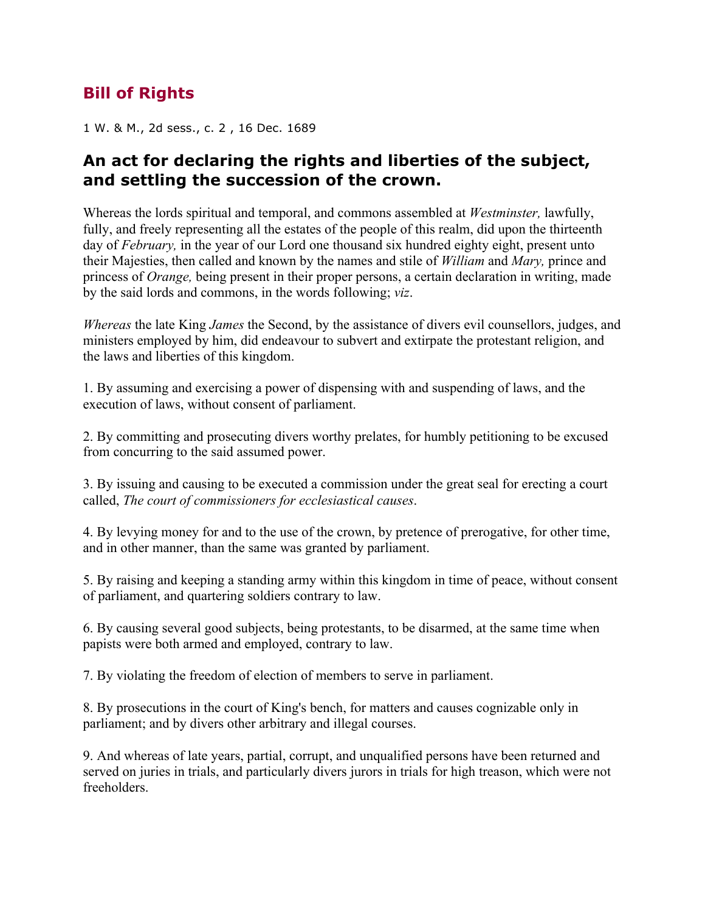## Bill of Rights

1 W. & M., 2d sess., c. 2 , 16 Dec. 1689

### An act for declaring the rights and liberties of the subject, and settling the succession of the crown.

Whereas the lords spiritual and temporal, and commons assembled at *Westminster,* lawfully, fully, and freely representing all the estates of the people of this realm, did upon the thirteenth day of *February,* in the year of our Lord one thousand six hundred eighty eight, present unto their Majesties, then called and known by the names and stile of *William* and *Mary,* prince and princess of *Orange,* being present in their proper persons, a certain declaration in writing, made by the said lords and commons, in the words following; *viz*.

*Whereas* the late King *James* the Second, by the assistance of divers evil counsellors, judges, and ministers employed by him, did endeavour to subvert and extirpate the protestant religion, and the laws and liberties of this kingdom.

1. By assuming and exercising a power of dispensing with and suspending of laws, and the execution of laws, without consent of parliament.

2. By committing and prosecuting divers worthy prelates, for humbly petitioning to be excused from concurring to the said assumed power.

3. By issuing and causing to be executed a commission under the great seal for erecting a court called, *The court of commissioners for ecclesiastical causes*.

4. By levying money for and to the use of the crown, by pretence of prerogative, for other time, and in other manner, than the same was granted by parliament.

5. By raising and keeping a standing army within this kingdom in time of peace, without consent of parliament, and quartering soldiers contrary to law.

6. By causing several good subjects, being protestants, to be disarmed, at the same time when papists were both armed and employed, contrary to law.

7. By violating the freedom of election of members to serve in parliament.

8. By prosecutions in the court of King's bench, for matters and causes cognizable only in parliament; and by divers other arbitrary and illegal courses.

9. And whereas of late years, partial, corrupt, and unqualified persons have been returned and served on juries in trials, and particularly divers jurors in trials for high treason, which were not freeholders.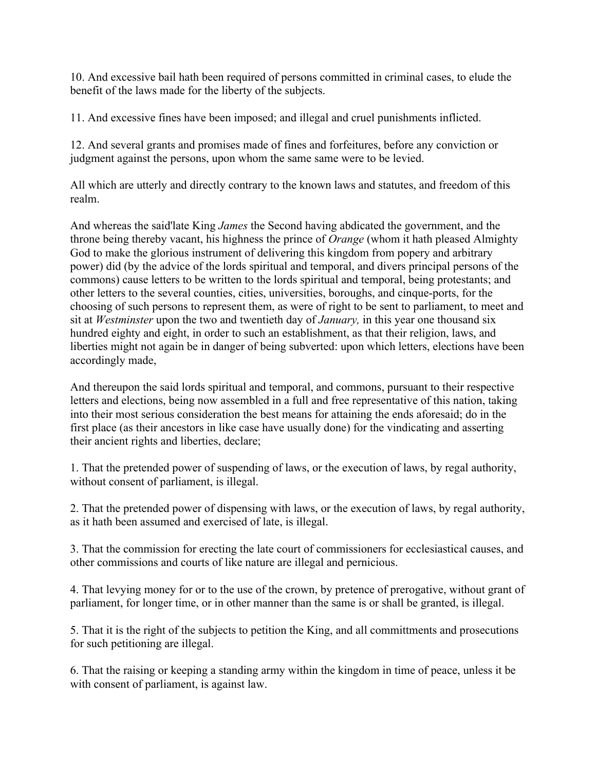10. And excessive bail hath been required of persons committed in criminal cases, to elude the benefit of the laws made for the liberty of the subjects.

11. And excessive fines have been imposed; and illegal and cruel punishments inflicted.

12. And several grants and promises made of fines and forfeitures, before any conviction or judgment against the persons, upon whom the same same were to be levied.

All which are utterly and directly contrary to the known laws and statutes, and freedom of this realm.

And whereas the said'late King *James* the Second having abdicated the government, and the throne being thereby vacant, his highness the prince of *Orange* (whom it hath pleased Almighty God to make the glorious instrument of delivering this kingdom from popery and arbitrary power) did (by the advice of the lords spiritual and temporal, and divers principal persons of the commons) cause letters to be written to the lords spiritual and temporal, being protestants; and other letters to the several counties, cities, universities, boroughs, and cinque-ports, for the choosing of such persons to represent them, as were of right to be sent to parliament, to meet and sit at *Westminster* upon the two and twentieth day of *January,* in this year one thousand six hundred eighty and eight, in order to such an establishment, as that their religion, laws, and liberties might not again be in danger of being subverted: upon which letters, elections have been accordingly made,

And thereupon the said lords spiritual and temporal, and commons, pursuant to their respective letters and elections, being now assembled in a full and free representative of this nation, taking into their most serious consideration the best means for attaining the ends aforesaid; do in the first place (as their ancestors in like case have usually done) for the vindicating and asserting their ancient rights and liberties, declare;

1. That the pretended power of suspending of laws, or the execution of laws, by regal authority, without consent of parliament, is illegal.

2. That the pretended power of dispensing with laws, or the execution of laws, by regal authority, as it hath been assumed and exercised of late, is illegal.

3. That the commission for erecting the late court of commissioners for ecclesiastical causes, and other commissions and courts of like nature are illegal and pernicious.

4. That levying money for or to the use of the crown, by pretence of prerogative, without grant of parliament, for longer time, or in other manner than the same is or shall be granted, is illegal.

5. That it is the right of the subjects to petition the King, and all committments and prosecutions for such petitioning are illegal.

6. That the raising or keeping a standing army within the kingdom in time of peace, unless it be with consent of parliament, is against law.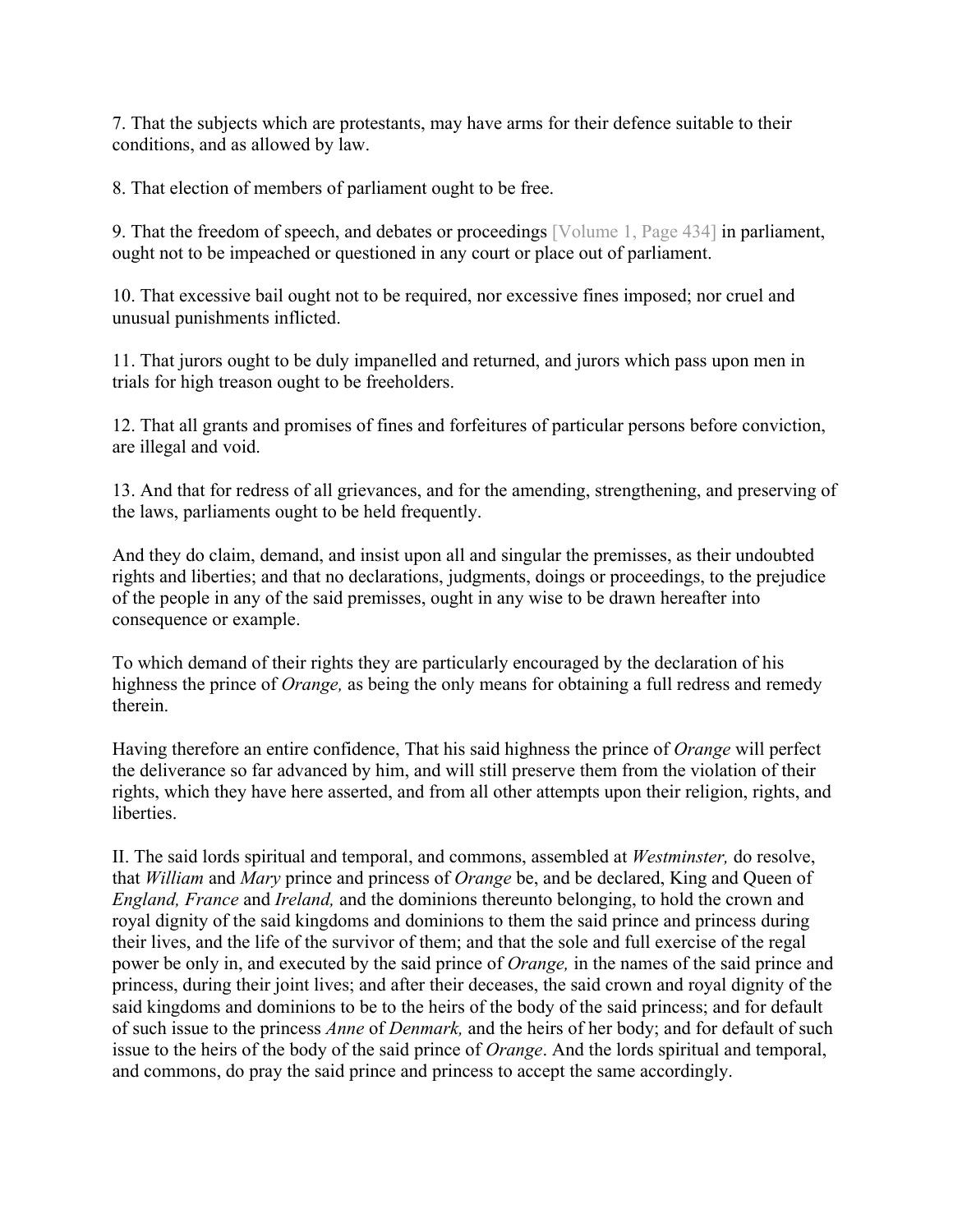7. That the subjects which are protestants, may have arms for their defence suitable to their conditions, and as allowed by law.

8. That election of members of parliament ought to be free.

9. That the freedom of speech, and debates or proceedings [Volume 1, Page 434] in parliament, ought not to be impeached or questioned in any court or place out of parliament.

10. That excessive bail ought not to be required, nor excessive fines imposed; nor cruel and unusual punishments inflicted.

11. That jurors ought to be duly impanelled and returned, and jurors which pass upon men in trials for high treason ought to be freeholders.

12. That all grants and promises of fines and forfeitures of particular persons before conviction, are illegal and void.

13. And that for redress of all grievances, and for the amending, strengthening, and preserving of the laws, parliaments ought to be held frequently.

And they do claim, demand, and insist upon all and singular the premisses, as their undoubted rights and liberties; and that no declarations, judgments, doings or proceedings, to the prejudice of the people in any of the said premisses, ought in any wise to be drawn hereafter into consequence or example.

To which demand of their rights they are particularly encouraged by the declaration of his highness the prince of *Orange,* as being the only means for obtaining a full redress and remedy therein.

Having therefore an entire confidence, That his said highness the prince of *Orange* will perfect the deliverance so far advanced by him, and will still preserve them from the violation of their rights, which they have here asserted, and from all other attempts upon their religion, rights, and liberties.

II. The said lords spiritual and temporal, and commons, assembled at *Westminster,* do resolve, that *William* and *Mary* prince and princess of *Orange* be, and be declared, King and Queen of *England, France* and *Ireland,* and the dominions thereunto belonging, to hold the crown and royal dignity of the said kingdoms and dominions to them the said prince and princess during their lives, and the life of the survivor of them; and that the sole and full exercise of the regal power be only in, and executed by the said prince of *Orange,* in the names of the said prince and princess, during their joint lives; and after their deceases, the said crown and royal dignity of the said kingdoms and dominions to be to the heirs of the body of the said princess; and for default of such issue to the princess *Anne* of *Denmark,* and the heirs of her body; and for default of such issue to the heirs of the body of the said prince of *Orange*. And the lords spiritual and temporal, and commons, do pray the said prince and princess to accept the same accordingly.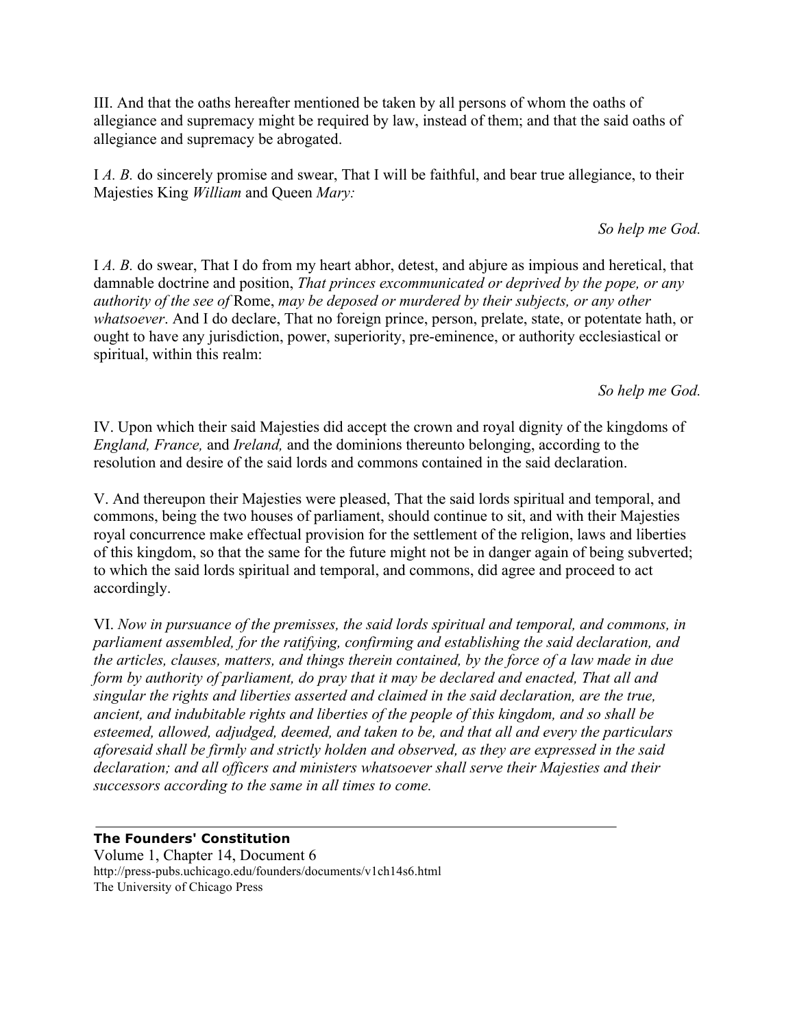III. And that the oaths hereafter mentioned be taken by all persons of whom the oaths of allegiance and supremacy might be required by law, instead of them; and that the said oaths of allegiance and supremacy be abrogated.

I *A. B.* do sincerely promise and swear, That I will be faithful, and bear true allegiance, to their Majesties King *William* and Queen *Mary:*

*So help me God.*

I *A. B.* do swear, That I do from my heart abhor, detest, and abjure as impious and heretical, that damnable doctrine and position, *That princes excommunicated or deprived by the pope, or any authority of the see of* Rome, *may be deposed or murdered by their subjects, or any other whatsoever*. And I do declare, That no foreign prince, person, prelate, state, or potentate hath, or ought to have any jurisdiction, power, superiority, pre-eminence, or authority ecclesiastical or spiritual, within this realm:

*So help me God.*

IV. Upon which their said Majesties did accept the crown and royal dignity of the kingdoms of *England, France,* and *Ireland,* and the dominions thereunto belonging, according to the resolution and desire of the said lords and commons contained in the said declaration.

V. And thereupon their Majesties were pleased, That the said lords spiritual and temporal, and commons, being the two houses of parliament, should continue to sit, and with their Majesties royal concurrence make effectual provision for the settlement of the religion, laws and liberties of this kingdom, so that the same for the future might not be in danger again of being subverted; to which the said lords spiritual and temporal, and commons, did agree and proceed to act accordingly.

VI. *Now in pursuance of the premisses, the said lords spiritual and temporal, and commons, in parliament assembled, for the ratifying, confirming and establishing the said declaration, and the articles, clauses, matters, and things therein contained, by the force of a law made in due form by authority of parliament, do pray that it may be declared and enacted, That all and singular the rights and liberties asserted and claimed in the said declaration, are the true, ancient, and indubitable rights and liberties of the people of this kingdom, and so shall be esteemed, allowed, adjudged, deemed, and taken to be, and that all and every the particulars aforesaid shall be firmly and strictly holden and observed, as they are expressed in the said declaration; and all officers and ministers whatsoever shall serve their Majesties and their successors according to the same in all times to come.*

---

**The Founders' Constitution**
Volume 1, Chapter 14, Document 6
http://press-pubs.uchicago.edu/founders/documents/v1ch14s6.html
The University of Chicago Press